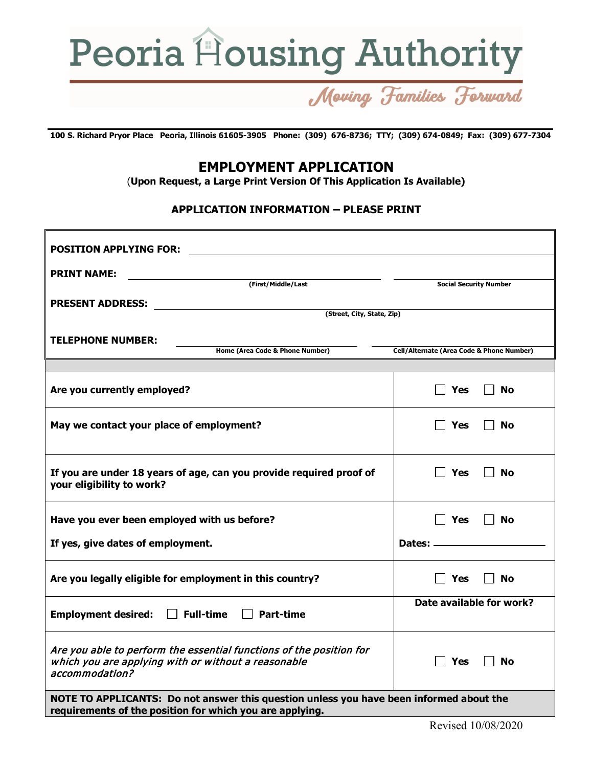# Peoria Housing Authority

*Moving Families Forward*

**100 S. Richard Pryor Place Peoria, Illinois 61605-3905 Phone: (309) 676-8736; TTY; (309) 674-0849; Fax: (309) 677-7304**

## EMPLOYMENT APPLICATION

(**Upon Request, a Large Print Version Of This Application Is Available)**

### APPLICATION INFORMATION – PLEASE PRINT

**POSITION APPLYING FOR:** ______________________________

**PRINT NAME:** ______________________________ (First/Middle/Last) ______________________________ Social Security Number

**PRESENT ADDRESS:** ______________________________ (Street, City, State, Zip)

**TELEPHONE NUMBER:** ______________________________ Home (Area Code & Phone Number) ______________________________ Cell/Alternate (Area Code & Phone Number)

| | |
|---|---|
| **Are you currently employed?** | ☐ Yes ☐ No |
| **May we contact your place of employment?** | ☐ Yes ☐ No |
| **If you are under 18 years of age, can you provide required proof of your eligibility to work?** | ☐ Yes ☐ No |
| **Have you ever been employed with us before?**<br>**If yes, give dates of employment.** | ☐ Yes ☐ No<br>**Dates:** ____________ |
| **Are you legally eligible for employment in this country?** | ☐ Yes ☐ No |
| **Employment desired:** ☐ **Full-time** ☐ **Part-time** | **Date available for work?** |
| ***Are you able to perform the essential functions of the position for which you are applying with or without a reasonable accommodation?*** | ☐ Yes ☐ No |

**NOTE TO APPLICANTS: Do not answer this question unless you have been informed about the requirements of the position for which you are applying.**

Revised 10/08/2020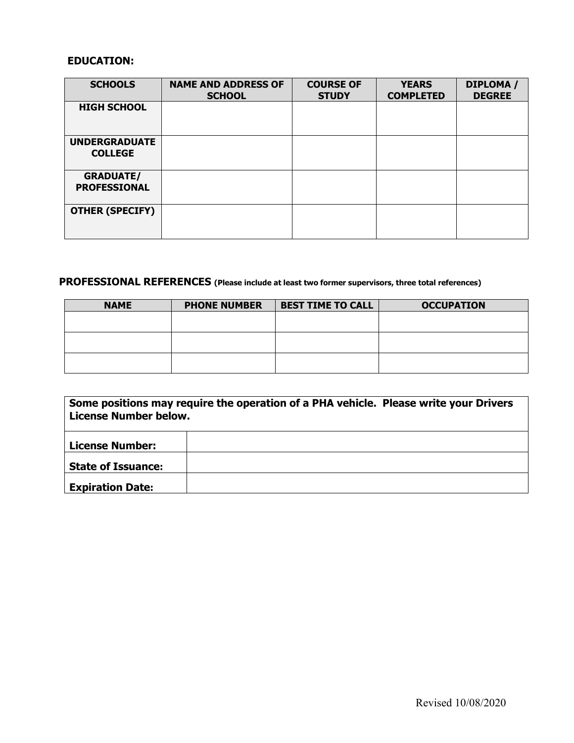**EDUCATION:**

| SCHOOLS | NAME AND ADDRESS OF SCHOOL | COURSE OF STUDY | YEARS COMPLETED | DIPLOMA / DEGREE |
|---|---|---|---|---|
| HIGH SCHOOL | | | | |
| UNDERGRADUATE COLLEGE | | | | |
| GRADUATE/ PROFESSIONAL | | | | |
| OTHER (SPECIFY) | | | | |

**PROFESSIONAL REFERENCES** **(Please include at least two former supervisors, three total references)**

| NAME | PHONE NUMBER | BEST TIME TO CALL | OCCUPATION |
|---|---|---|---|
| | | | |
| | | | |
| | | | |

| Some positions may require the operation of a PHA vehicle. Please write your Drivers License Number below. | |
|---|---|
| **License Number:** | |
| **State of Issuance:** | |
| **Expiration Date:** | |

Revised 10/08/2020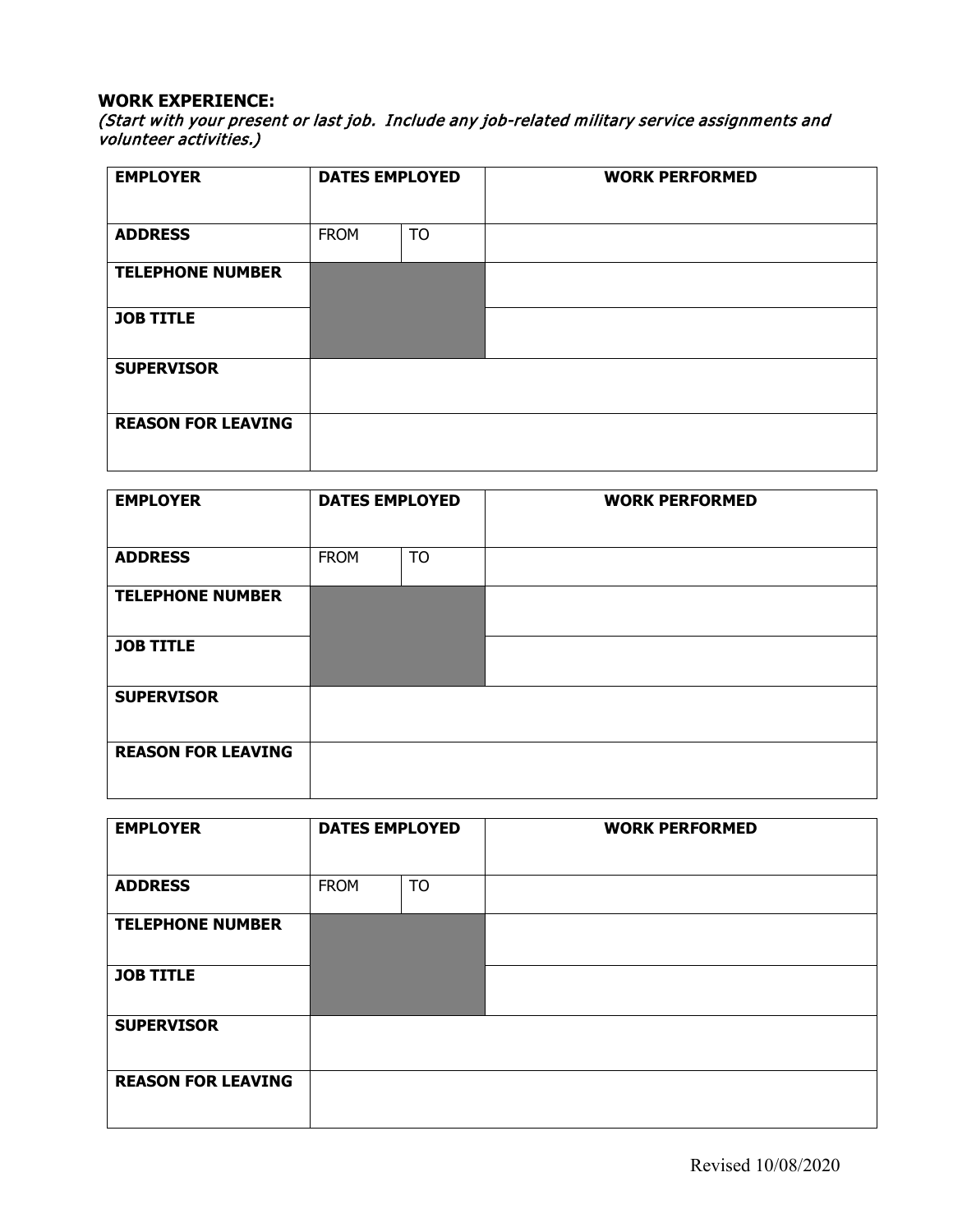**WORK EXPERIENCE:**

*(Start with your present or last job. Include any job-related military service assignments and volunteer activities.)*

| EMPLOYER | DATES EMPLOYED | | WORK PERFORMED |
|---|---|---|---|
| **ADDRESS** | FROM | TO | |
| **TELEPHONE NUMBER** | | | |
| **JOB TITLE** | | | |
| **SUPERVISOR** | | | |
| **REASON FOR LEAVING** | | | |

| EMPLOYER | DATES EMPLOYED | | WORK PERFORMED |
|---|---|---|---|
| **ADDRESS** | FROM | TO | |
| **TELEPHONE NUMBER** | | | |
| **JOB TITLE** | | | |
| **SUPERVISOR** | | | |
| **REASON FOR LEAVING** | | | |

| EMPLOYER | DATES EMPLOYED | | WORK PERFORMED |
|---|---|---|---|
| **ADDRESS** | FROM | TO | |
| **TELEPHONE NUMBER** | | | |
| **JOB TITLE** | | | |
| **SUPERVISOR** | | | |
| **REASON FOR LEAVING** | | | |

Revised 10/08/2020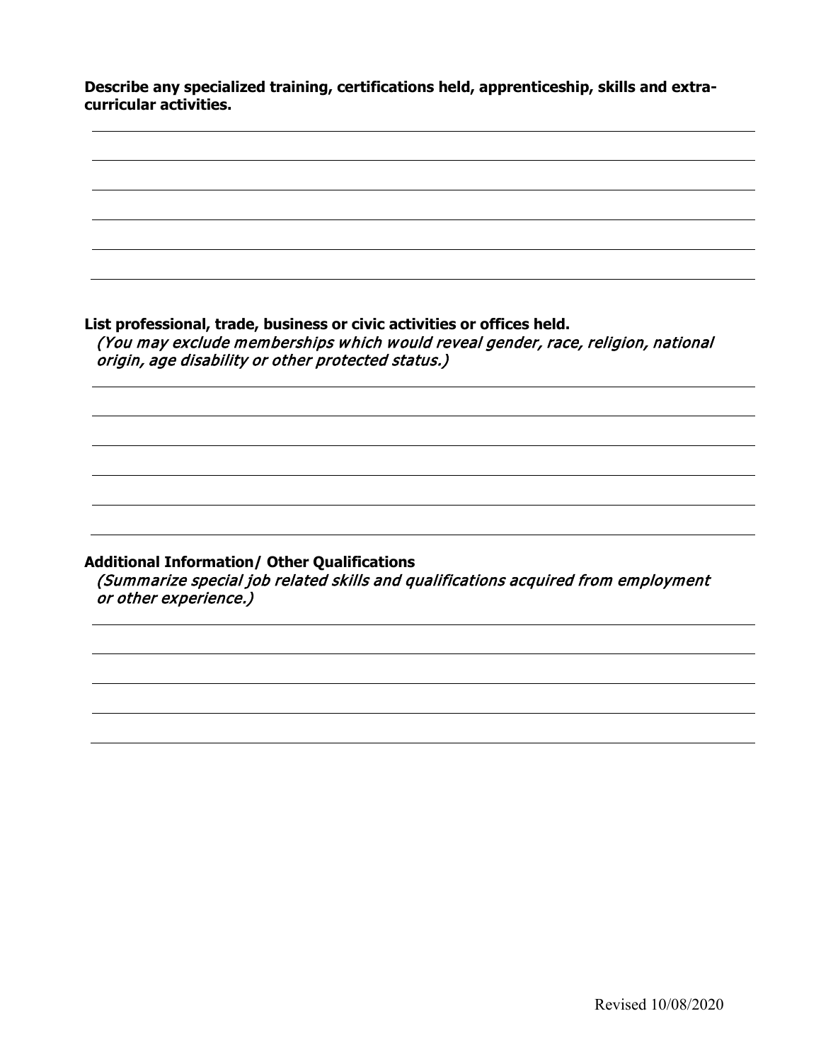**Describe any specialized training, certifications held, apprenticeship, skills and extra-curricular activities.**

**List professional, trade, business or civic activities or offices held.**
*(You may exclude memberships which would reveal gender, race, religion, national origin, age disability or other protected status.)*

**Additional Information/ Other Qualifications**
*(Summarize special job related skills and qualifications acquired from employment or other experience.)*

Revised 10/08/2020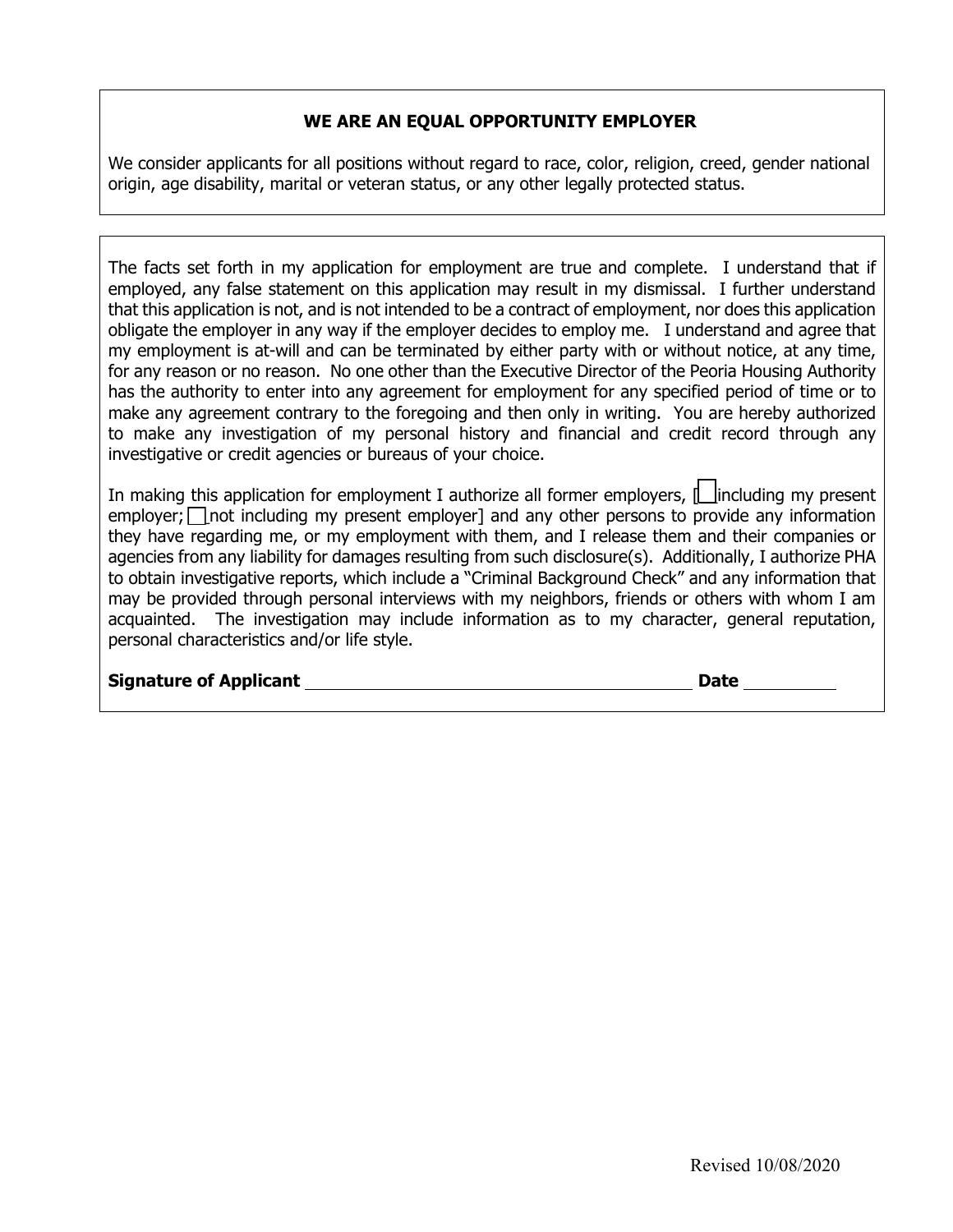**WE ARE AN EQUAL OPPORTUNITY EMPLOYER**

We consider applicants for all positions without regard to race, color, religion, creed, gender national origin, age disability, marital or veteran status, or any other legally protected status.

The facts set forth in my application for employment are true and complete. I understand that if employed, any false statement on this application may result in my dismissal. I further understand that this application is not, and is not intended to be a contract of employment, nor does this application obligate the employer in any way if the employer decides to employ me. I understand and agree that my employment is at-will and can be terminated by either party with or without notice, at any time, for any reason or no reason. No one other than the Executive Director of the Peoria Housing Authority has the authority to enter into any agreement for employment for any specified period of time or to make any agreement contrary to the foregoing and then only in writing. You are hereby authorized to make any investigation of my personal history and financial and credit record through any investigative or credit agencies or bureaus of your choice.

In making this application for employment I authorize all former employers, [☐ including my present employer; ☐ not including my present employer] and any other persons to provide any information they have regarding me, or my employment with them, and I release them and their companies or agencies from any liability for damages resulting from such disclosure(s). Additionally, I authorize PHA to obtain investigative reports, which include a "Criminal Background Check" and any information that may be provided through personal interviews with my neighbors, friends or others with whom I am acquainted. The investigation may include information as to my character, general reputation, personal characteristics and/or life style.

**Signature of Applicant** ______________________________ **Date** __________

Revised 10/08/2020